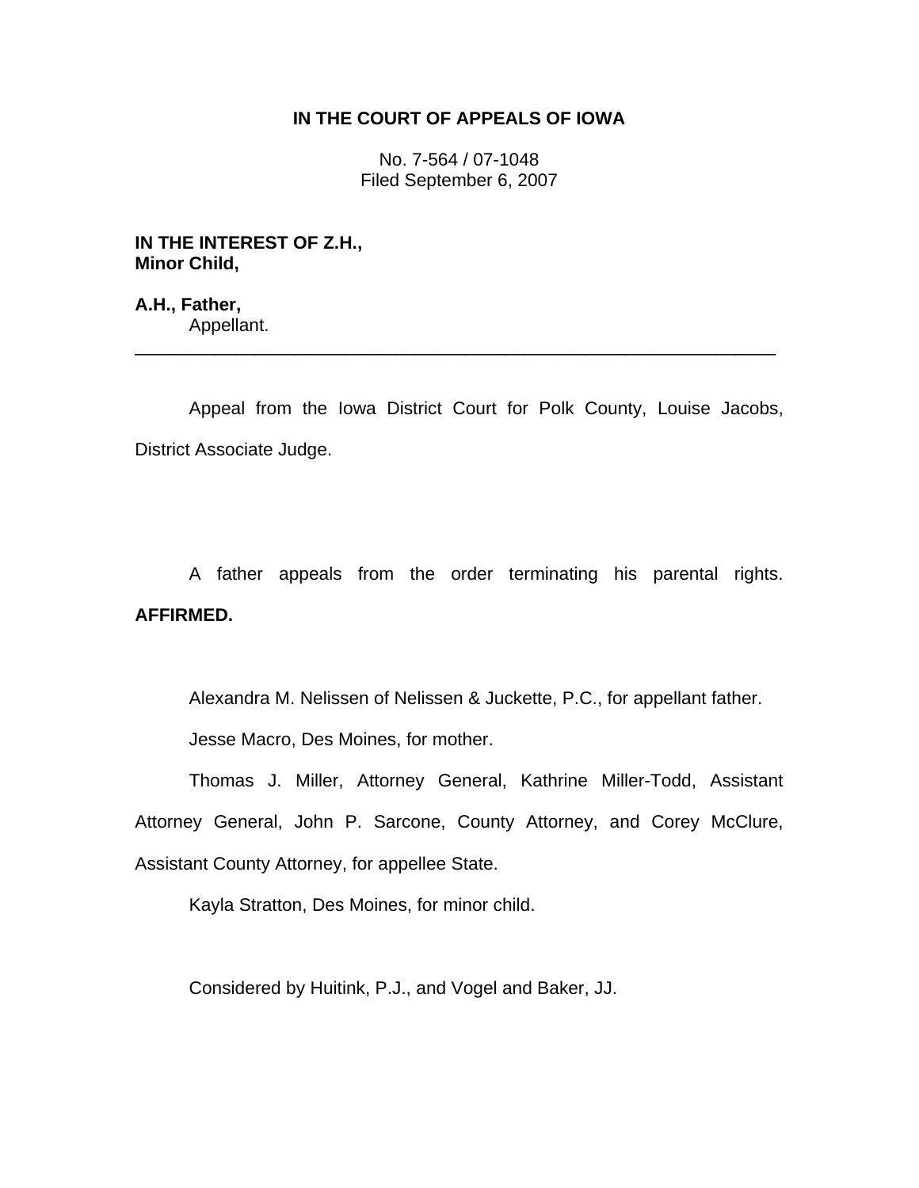**IN THE COURT OF APPEALS OF IOWA**

No. 7-564 / 07-1048
Filed September 6, 2007

**IN THE INTEREST OF Z.H., Minor Child,**

**A.H., Father,**
Appellant.

---

Appeal from the Iowa District Court for Polk County, Louise Jacobs, District Associate Judge.

A father appeals from the order terminating his parental rights. **AFFIRMED.**

Alexandra M. Nelissen of Nelissen & Juckette, P.C., for appellant father.

Jesse Macro, Des Moines, for mother.

Thomas J. Miller, Attorney General, Kathrine Miller-Todd, Assistant Attorney General, John P. Sarcone, County Attorney, and Corey McClure, Assistant County Attorney, for appellee State.

Kayla Stratton, Des Moines, for minor child.

Considered by Huitink, P.J., and Vogel and Baker, JJ.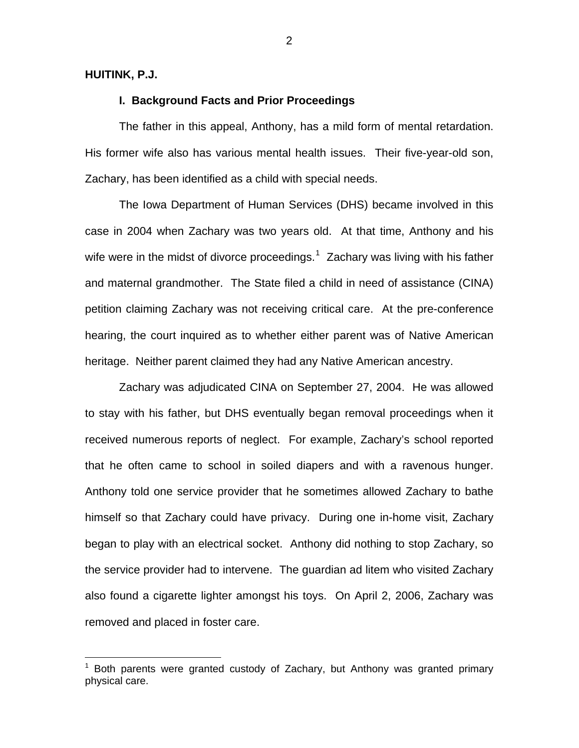**HUITINK, P.J.**

**I. Background Facts and Prior Proceedings**

The father in this appeal, Anthony, has a mild form of mental retardation. His former wife also has various mental health issues. Their five-year-old son, Zachary, has been identified as a child with special needs.

The Iowa Department of Human Services (DHS) became involved in this case in 2004 when Zachary was two years old. At that time, Anthony and his wife were in the midst of divorce proceedings.[1] Zachary was living with his father and maternal grandmother. The State filed a child in need of assistance (CINA) petition claiming Zachary was not receiving critical care. At the pre-conference hearing, the court inquired as to whether either parent was of Native American heritage. Neither parent claimed they had any Native American ancestry.

Zachary was adjudicated CINA on September 27, 2004. He was allowed to stay with his father, but DHS eventually began removal proceedings when it received numerous reports of neglect. For example, Zachary's school reported that he often came to school in soiled diapers and with a ravenous hunger. Anthony told one service provider that he sometimes allowed Zachary to bathe himself so that Zachary could have privacy. During one in-home visit, Zachary began to play with an electrical socket. Anthony did nothing to stop Zachary, so the service provider had to intervene. The guardian ad litem who visited Zachary also found a cigarette lighter amongst his toys. On April 2, 2006, Zachary was removed and placed in foster care.

[1] Both parents were granted custody of Zachary, but Anthony was granted primary physical care.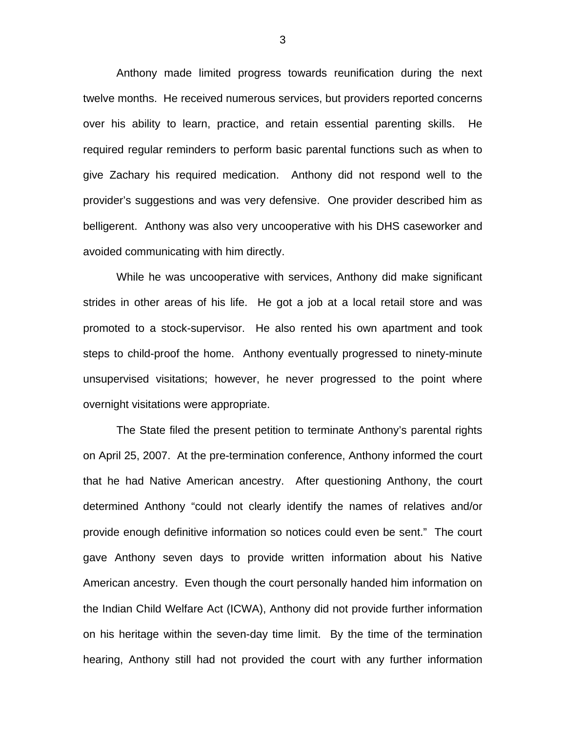Anthony made limited progress towards reunification during the next twelve months. He received numerous services, but providers reported concerns over his ability to learn, practice, and retain essential parenting skills. He required regular reminders to perform basic parental functions such as when to give Zachary his required medication. Anthony did not respond well to the provider's suggestions and was very defensive. One provider described him as belligerent. Anthony was also very uncooperative with his DHS caseworker and avoided communicating with him directly.

While he was uncooperative with services, Anthony did make significant strides in other areas of his life. He got a job at a local retail store and was promoted to a stock-supervisor. He also rented his own apartment and took steps to child-proof the home. Anthony eventually progressed to ninety-minute unsupervised visitations; however, he never progressed to the point where overnight visitations were appropriate.

The State filed the present petition to terminate Anthony's parental rights on April 25, 2007. At the pre-termination conference, Anthony informed the court that he had Native American ancestry. After questioning Anthony, the court determined Anthony "could not clearly identify the names of relatives and/or provide enough definitive information so notices could even be sent." The court gave Anthony seven days to provide written information about his Native American ancestry. Even though the court personally handed him information on the Indian Child Welfare Act (ICWA), Anthony did not provide further information on his heritage within the seven-day time limit. By the time of the termination hearing, Anthony still had not provided the court with any further information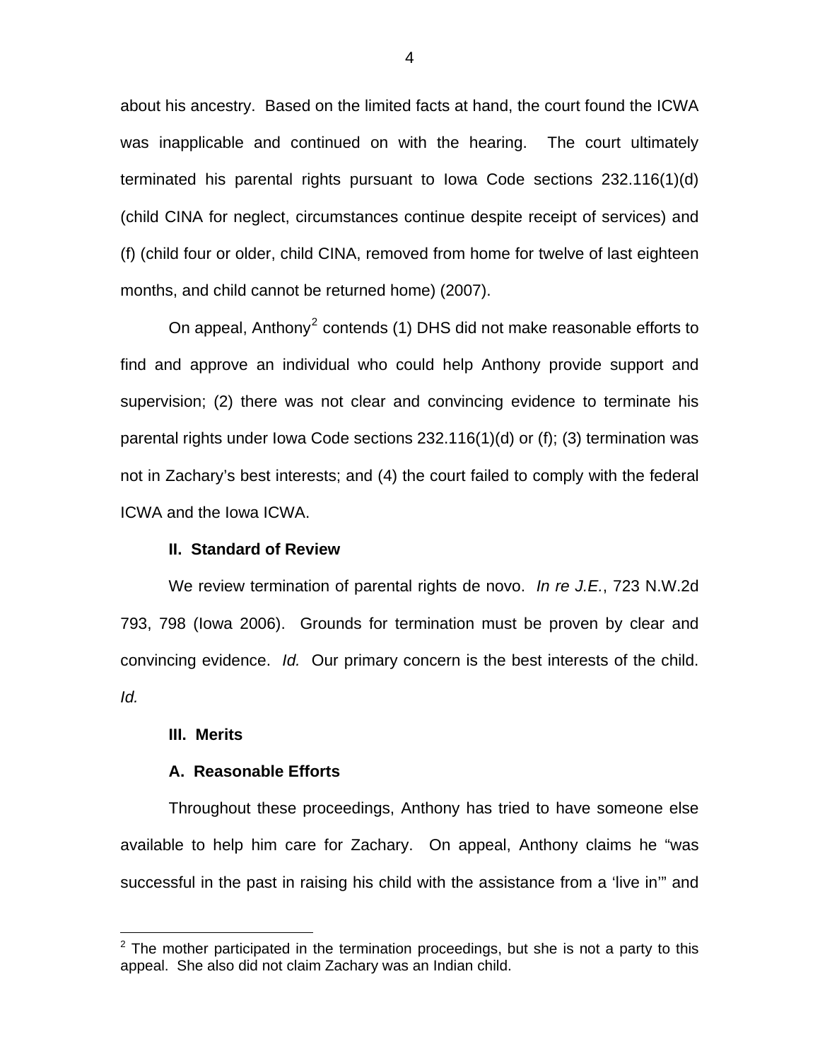about his ancestry. Based on the limited facts at hand, the court found the ICWA was inapplicable and continued on with the hearing. The court ultimately terminated his parental rights pursuant to Iowa Code sections 232.116(1)(d) (child CINA for neglect, circumstances continue despite receipt of services) and (f) (child four or older, child CINA, removed from home for twelve of last eighteen months, and child cannot be returned home) (2007).

On appeal, Anthony[2] contends (1) DHS did not make reasonable efforts to find and approve an individual who could help Anthony provide support and supervision; (2) there was not clear and convincing evidence to terminate his parental rights under Iowa Code sections 232.116(1)(d) or (f); (3) termination was not in Zachary's best interests; and (4) the court failed to comply with the federal ICWA and the Iowa ICWA.

**II. Standard of Review**

We review termination of parental rights de novo. *In re J.E.*, 723 N.W.2d 793, 798 (Iowa 2006). Grounds for termination must be proven by clear and convincing evidence. *Id.* Our primary concern is the best interests of the child. *Id.*

**III. Merits**

**A. Reasonable Efforts**

Throughout these proceedings, Anthony has tried to have someone else available to help him care for Zachary. On appeal, Anthony claims he "was successful in the past in raising his child with the assistance from a 'live in'" and

---

[2] The mother participated in the termination proceedings, but she is not a party to this appeal. She also did not claim Zachary was an Indian child.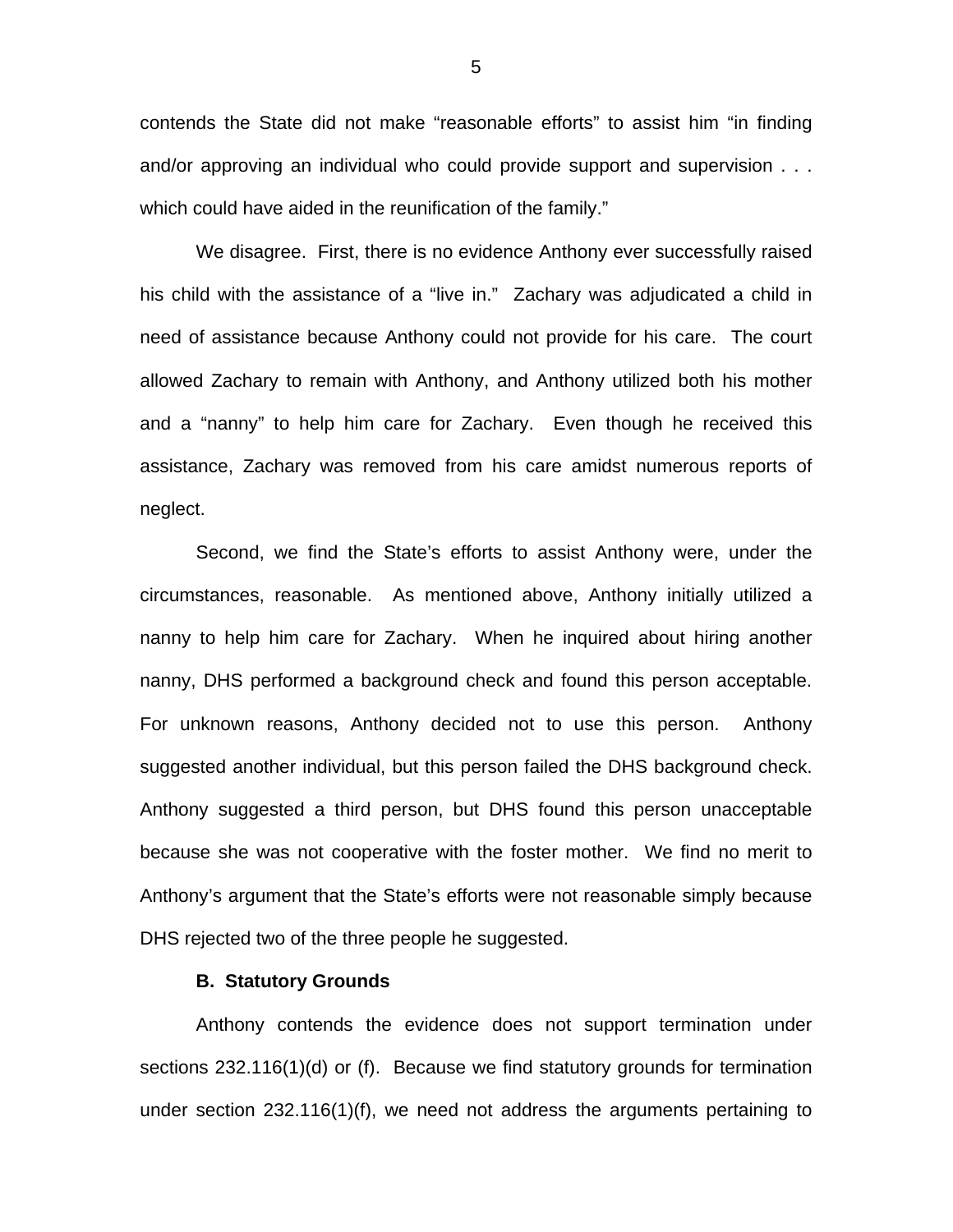contends the State did not make "reasonable efforts" to assist him "in finding and/or approving an individual who could provide support and supervision . . . which could have aided in the reunification of the family."

We disagree. First, there is no evidence Anthony ever successfully raised his child with the assistance of a "live in." Zachary was adjudicated a child in need of assistance because Anthony could not provide for his care. The court allowed Zachary to remain with Anthony, and Anthony utilized both his mother and a "nanny" to help him care for Zachary. Even though he received this assistance, Zachary was removed from his care amidst numerous reports of neglect.

Second, we find the State's efforts to assist Anthony were, under the circumstances, reasonable. As mentioned above, Anthony initially utilized a nanny to help him care for Zachary. When he inquired about hiring another nanny, DHS performed a background check and found this person acceptable. For unknown reasons, Anthony decided not to use this person. Anthony suggested another individual, but this person failed the DHS background check. Anthony suggested a third person, but DHS found this person unacceptable because she was not cooperative with the foster mother. We find no merit to Anthony's argument that the State's efforts were not reasonable simply because DHS rejected two of the three people he suggested.

**B. Statutory Grounds**

Anthony contends the evidence does not support termination under sections 232.116(1)(d) or (f). Because we find statutory grounds for termination under section 232.116(1)(f), we need not address the arguments pertaining to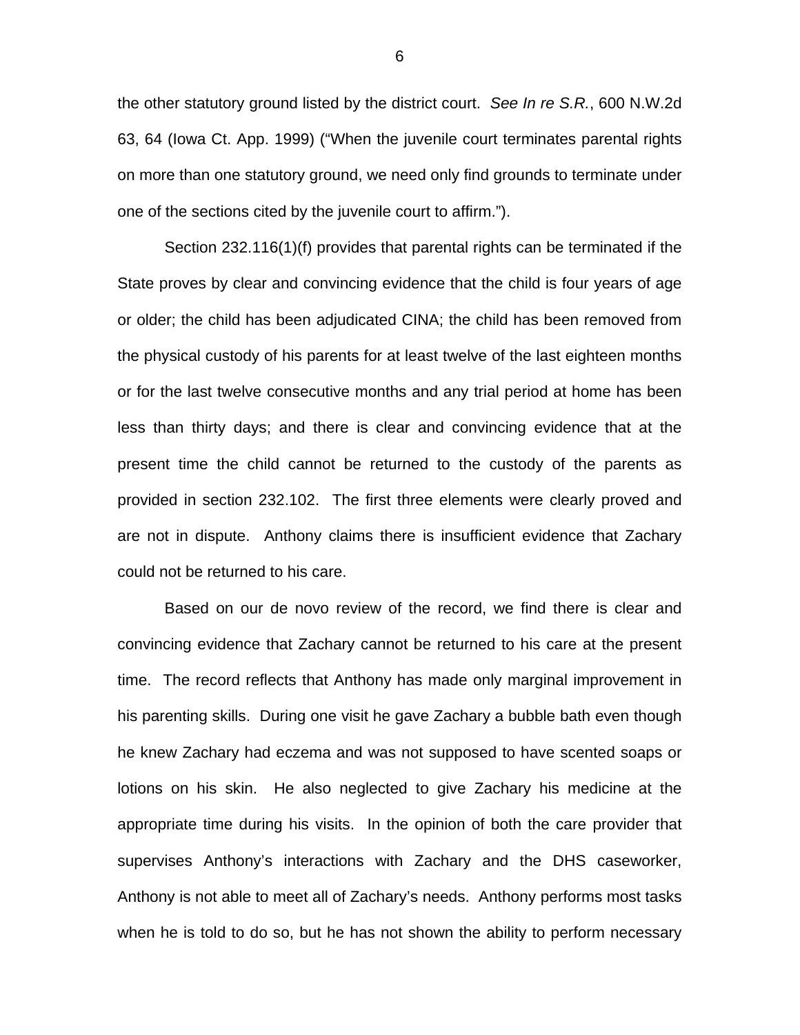the other statutory ground listed by the district court. *See In re S.R.*, 600 N.W.2d 63, 64 (Iowa Ct. App. 1999) ("When the juvenile court terminates parental rights on more than one statutory ground, we need only find grounds to terminate under one of the sections cited by the juvenile court to affirm.").

Section 232.116(1)(f) provides that parental rights can be terminated if the State proves by clear and convincing evidence that the child is four years of age or older; the child has been adjudicated CINA; the child has been removed from the physical custody of his parents for at least twelve of the last eighteen months or for the last twelve consecutive months and any trial period at home has been less than thirty days; and there is clear and convincing evidence that at the present time the child cannot be returned to the custody of the parents as provided in section 232.102. The first three elements were clearly proved and are not in dispute. Anthony claims there is insufficient evidence that Zachary could not be returned to his care.

Based on our de novo review of the record, we find there is clear and convincing evidence that Zachary cannot be returned to his care at the present time. The record reflects that Anthony has made only marginal improvement in his parenting skills. During one visit he gave Zachary a bubble bath even though he knew Zachary had eczema and was not supposed to have scented soaps or lotions on his skin. He also neglected to give Zachary his medicine at the appropriate time during his visits. In the opinion of both the care provider that supervises Anthony's interactions with Zachary and the DHS caseworker, Anthony is not able to meet all of Zachary's needs. Anthony performs most tasks when he is told to do so, but he has not shown the ability to perform necessary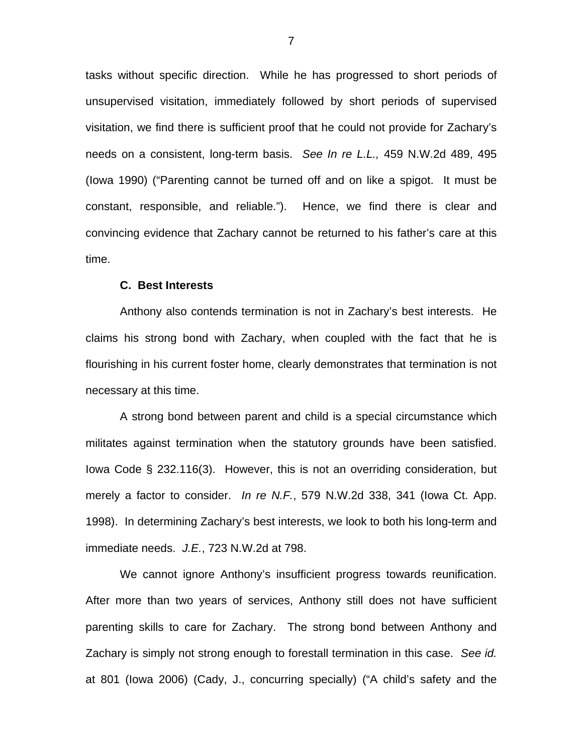tasks without specific direction. While he has progressed to short periods of unsupervised visitation, immediately followed by short periods of supervised visitation, we find there is sufficient proof that he could not provide for Zachary's needs on a consistent, long-term basis. *See In re L.L.,* 459 N.W.2d 489, 495 (Iowa 1990) ("Parenting cannot be turned off and on like a spigot. It must be constant, responsible, and reliable."). Hence, we find there is clear and convincing evidence that Zachary cannot be returned to his father's care at this time.

**C. Best Interests**

Anthony also contends termination is not in Zachary's best interests. He claims his strong bond with Zachary, when coupled with the fact that he is flourishing in his current foster home, clearly demonstrates that termination is not necessary at this time.

A strong bond between parent and child is a special circumstance which militates against termination when the statutory grounds have been satisfied. Iowa Code § 232.116(3). However, this is not an overriding consideration, but merely a factor to consider. *In re N.F.*, 579 N.W.2d 338, 341 (Iowa Ct. App. 1998). In determining Zachary's best interests, we look to both his long-term and immediate needs. *J.E.*, 723 N.W.2d at 798.

We cannot ignore Anthony's insufficient progress towards reunification. After more than two years of services, Anthony still does not have sufficient parenting skills to care for Zachary. The strong bond between Anthony and Zachary is simply not strong enough to forestall termination in this case. *See id.* at 801 (Iowa 2006) (Cady, J., concurring specially) ("A child's safety and the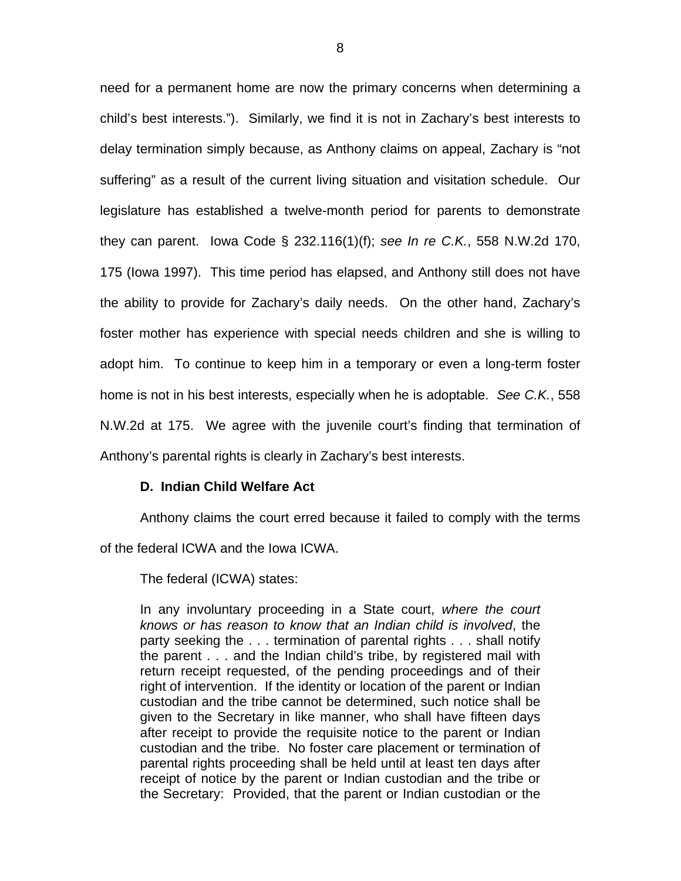need for a permanent home are now the primary concerns when determining a child's best interests."). Similarly, we find it is not in Zachary's best interests to delay termination simply because, as Anthony claims on appeal, Zachary is "not suffering" as a result of the current living situation and visitation schedule. Our legislature has established a twelve-month period for parents to demonstrate they can parent. Iowa Code § 232.116(1)(f); *see In re C.K.*, 558 N.W.2d 170, 175 (Iowa 1997). This time period has elapsed, and Anthony still does not have the ability to provide for Zachary's daily needs. On the other hand, Zachary's foster mother has experience with special needs children and she is willing to adopt him. To continue to keep him in a temporary or even a long-term foster home is not in his best interests, especially when he is adoptable. *See C.K.*, 558 N.W.2d at 175. We agree with the juvenile court's finding that termination of Anthony's parental rights is clearly in Zachary's best interests.

**D. Indian Child Welfare Act**

Anthony claims the court erred because it failed to comply with the terms of the federal ICWA and the Iowa ICWA.

The federal (ICWA) states:

> In any involuntary proceeding in a State court, *where the court knows or has reason to know that an Indian child is involved*, the party seeking the . . . termination of parental rights . . . shall notify the parent . . . and the Indian child's tribe, by registered mail with return receipt requested, of the pending proceedings and of their right of intervention. If the identity or location of the parent or Indian custodian and the tribe cannot be determined, such notice shall be given to the Secretary in like manner, who shall have fifteen days after receipt to provide the requisite notice to the parent or Indian custodian and the tribe. No foster care placement or termination of parental rights proceeding shall be held until at least ten days after receipt of notice by the parent or Indian custodian and the tribe or the Secretary: Provided, that the parent or Indian custodian or the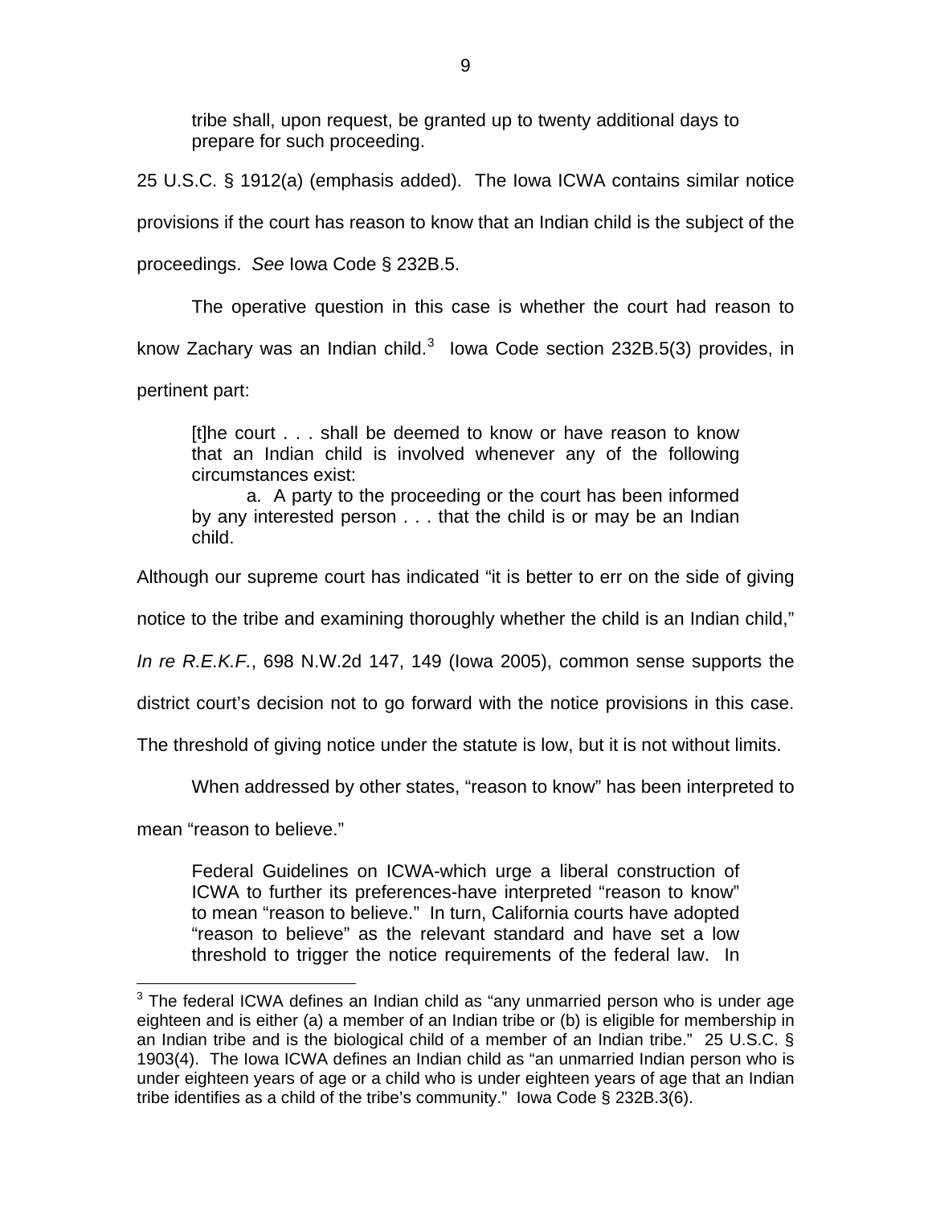> tribe shall, upon request, be granted up to twenty additional days to prepare for such proceeding.

25 U.S.C. § 1912(a) (emphasis added). The Iowa ICWA contains similar notice provisions if the court has reason to know that an Indian child is the subject of the proceedings. *See* Iowa Code § 232B.5.

The operative question in this case is whether the court had reason to know Zachary was an Indian child.[3] Iowa Code section 232B.5(3) provides, in pertinent part:

> [t]he court . . . shall be deemed to know or have reason to know that an Indian child is involved whenever any of the following circumstances exist:
>
> a. A party to the proceeding or the court has been informed by any interested person . . . that the child is or may be an Indian child.

Although our supreme court has indicated "it is better to err on the side of giving notice to the tribe and examining thoroughly whether the child is an Indian child," *In re R.E.K.F.*, 698 N.W.2d 147, 149 (Iowa 2005), common sense supports the district court's decision not to go forward with the notice provisions in this case. The threshold of giving notice under the statute is low, but it is not without limits.

When addressed by other states, "reason to know" has been interpreted to mean "reason to believe."

> Federal Guidelines on ICWA-which urge a liberal construction of ICWA to further its preferences-have interpreted "reason to know" to mean "reason to believe." In turn, California courts have adopted "reason to believe" as the relevant standard and have set a low threshold to trigger the notice requirements of the federal law. In

---

[3] The federal ICWA defines an Indian child as "any unmarried person who is under age eighteen and is either (a) a member of an Indian tribe or (b) is eligible for membership in an Indian tribe and is the biological child of a member of an Indian tribe." 25 U.S.C. § 1903(4). The Iowa ICWA defines an Indian child as "an unmarried Indian person who is under eighteen years of age or a child who is under eighteen years of age that an Indian tribe identifies as a child of the tribe's community." Iowa Code § 232B.3(6).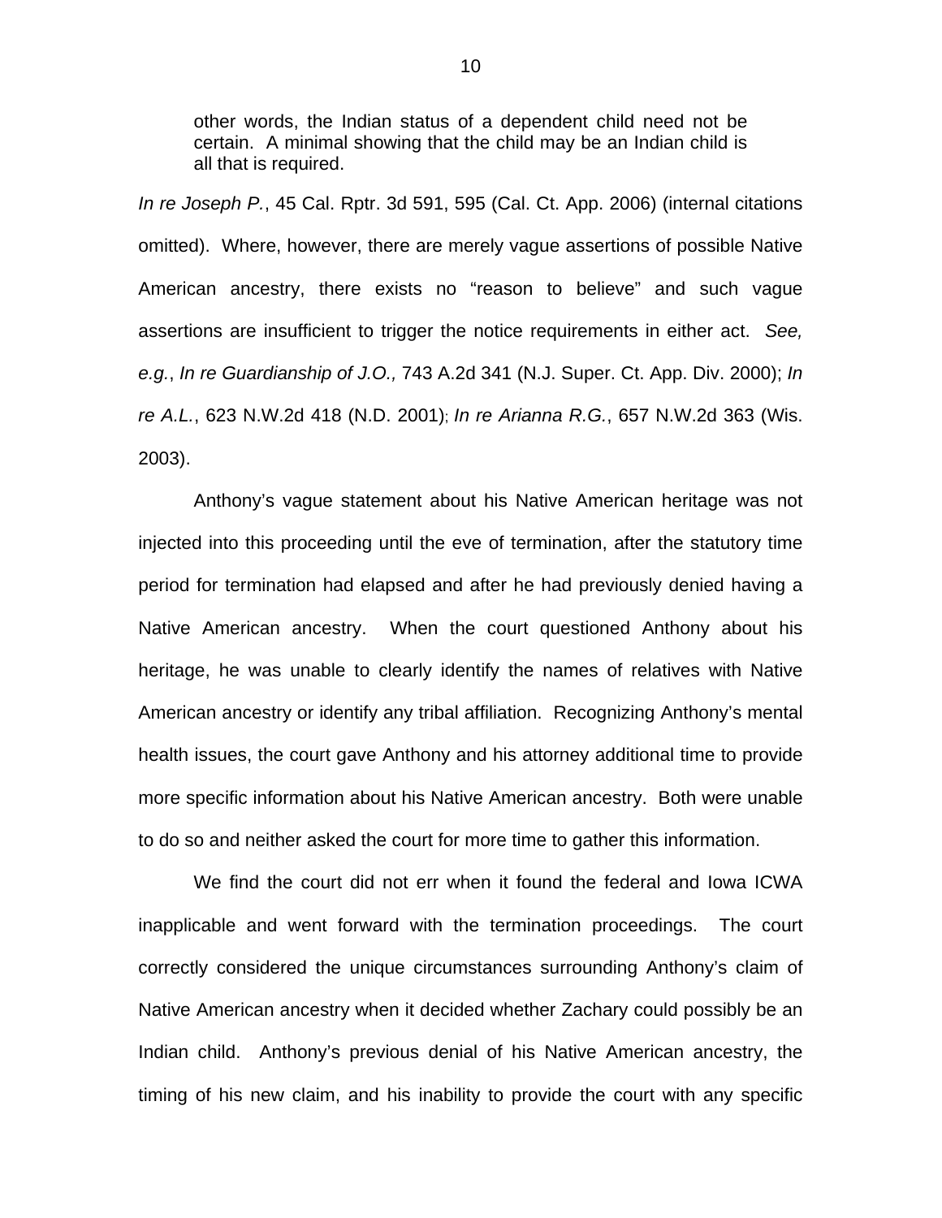> other words, the Indian status of a dependent child need not be certain. A minimal showing that the child may be an Indian child is all that is required.

*In re Joseph P.*, 45 Cal. Rptr. 3d 591, 595 (Cal. Ct. App. 2006) (internal citations omitted). Where, however, there are merely vague assertions of possible Native American ancestry, there exists no "reason to believe" and such vague assertions are insufficient to trigger the notice requirements in either act. *See, e.g.*, *In re Guardianship of J.O.,* 743 A.2d 341 (N.J. Super. Ct. App. Div. 2000); *In re A.L.*, 623 N.W.2d 418 (N.D. 2001); *In re Arianna R.G.*, 657 N.W.2d 363 (Wis. 2003).

Anthony's vague statement about his Native American heritage was not injected into this proceeding until the eve of termination, after the statutory time period for termination had elapsed and after he had previously denied having a Native American ancestry. When the court questioned Anthony about his heritage, he was unable to clearly identify the names of relatives with Native American ancestry or identify any tribal affiliation. Recognizing Anthony's mental health issues, the court gave Anthony and his attorney additional time to provide more specific information about his Native American ancestry. Both were unable to do so and neither asked the court for more time to gather this information.

We find the court did not err when it found the federal and Iowa ICWA inapplicable and went forward with the termination proceedings. The court correctly considered the unique circumstances surrounding Anthony's claim of Native American ancestry when it decided whether Zachary could possibly be an Indian child. Anthony's previous denial of his Native American ancestry, the timing of his new claim, and his inability to provide the court with any specific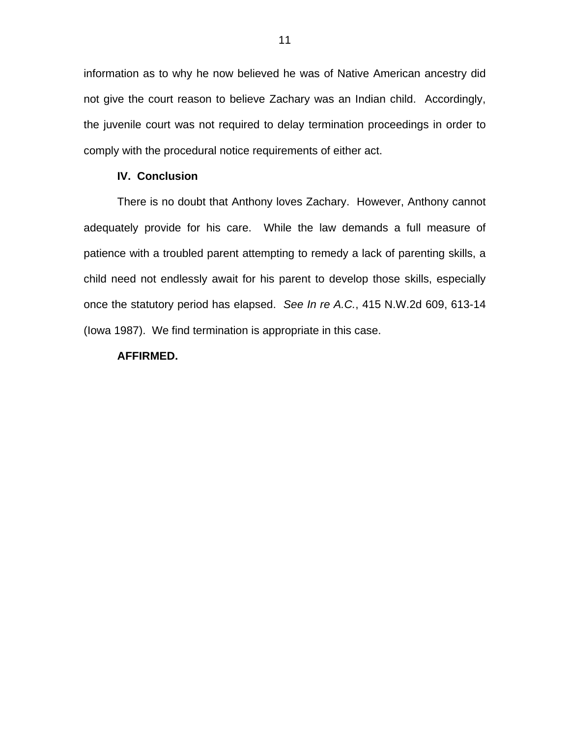information as to why he now believed he was of Native American ancestry did not give the court reason to believe Zachary was an Indian child. Accordingly, the juvenile court was not required to delay termination proceedings in order to comply with the procedural notice requirements of either act.

**IV. Conclusion**

There is no doubt that Anthony loves Zachary. However, Anthony cannot adequately provide for his care. While the law demands a full measure of patience with a troubled parent attempting to remedy a lack of parenting skills, a child need not endlessly await for his parent to develop those skills, especially once the statutory period has elapsed. *See In re A.C.*, 415 N.W.2d 609, 613-14 (Iowa 1987). We find termination is appropriate in this case.

**AFFIRMED.**